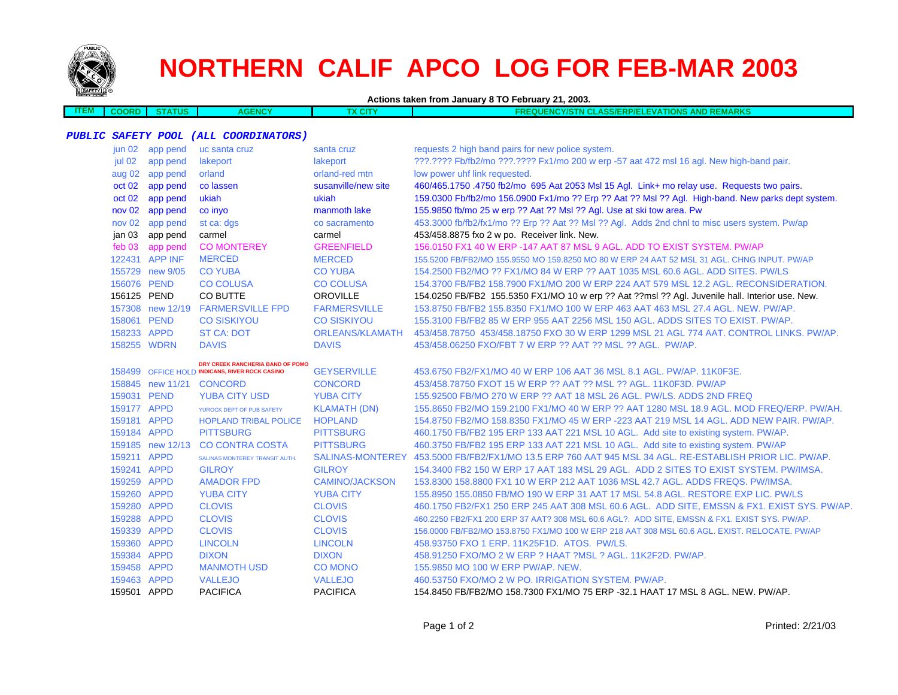# NORTHERN CALIF APCO LOG FOR FEB-MAR 2003

**Actions taken from January 8 TO February 21, 2003.**

| ITEM | COORD | STATUS | AGENCY | TX CITY | FREQUENCY/STN CLASS/ERP/ELEVATIONS AND REMARKS |
|---|---|---|---|---|---|

***PUBLIC SAFETY POOL (ALL COORDINATORS)***

| ITEM | COORD | STATUS | AGENCY | TX CITY | FREQUENCY/STN CLASS/ERP/ELEVATIONS AND REMARKS |
|---|---|---|---|---|---|
| | jun 02 | app pend | uc santa cruz | santa cruz | requests 2 high band pairs for new police system. |
| | jul 02 | app pend | lakeport | lakeport | ???.???? Fb/fb2/mo ???.???? Fx1/mo 200 w erp -57 aat 472 msl 16 agl. New high-band pair. |
| | aug 02 | app pend | orland | orland-red mtn | low power uhf link requested. |
| | oct 02 | app pend | co lassen | susanville/new site | 460/465.1750 .4750 fb2/mo 695 Aat 2053 Msl 15 Agl. Link+ mo relay use. Requests two pairs. |
| | oct 02 | app pend | ukiah | ukiah | 159.0300 Fb/fb2/mo 156.0900 Fx1/mo ?? Erp ?? Aat ?? Msl ?? Agl. High-band. New parks dept system. |
| | nov 02 | app pend | co inyo | manmoth lake | 155.9850 fb/mo 25 w erp ?? Aat ?? Msl ?? Agl. Use at ski tow area. Pw |
| | nov 02 | app pend | st ca: dgs | co sacramento | 453.3000 fb/fb2/fx1/mo ?? Erp ?? Aat ?? Msl ?? Agl. Adds 2nd chnl to misc users system. Pw/ap |
| | jan 03 | app pend | carmel | carmel | 453/458.8875 fxo 2 w po. Receiver link. New. |
| | feb 03 | app pend | CO MONTEREY | GREENFIELD | 156.0150 FX1 40 W ERP -147 AAT 87 MSL 9 AGL. ADD TO EXIST SYSTEM. PW/AP |
| | 122431 | APP INF | MERCED | MERCED | 155.5200 FB/FB2/MO 155.9550 MO 159.8250 MO 80 W ERP 24 AAT 52 MSL 31 AGL. CHNG INPUT. PW/AP |
| | 155729 | new 9/05 | CO YUBA | CO YUBA | 154.2500 FB2/MO ?? FX1/MO 84 W ERP ?? AAT 1035 MSL 60.6 AGL. ADD SITES. PW/LS |
| | 156076 | PEND | CO COLUSA | CO COLUSA | 154.3700 FB/FB2 158.7900 FX1/MO 200 W ERP 224 AAT 579 MSL 12.2 AGL. RECONSIDERATION. |
| | 156125 | PEND | CO BUTTE | OROVILLE | 154.0250 FB/FB2 155.5350 FX1/MO 10 w erp ?? Aat ??msl ?? Agl. Juvenile hall. Interior use. New. |
| | 157308 | new 12/19 | FARMERSVILLE FPD | FARMERSVILLE | 153.8750 FB/FB2 155.8350 FX1/MO 100 W ERP 463 AAT 463 MSL 27.4 AGL. NEW. PW/AP. |
| | 158061 | PEND | CO SISKIYOU | CO SISKIYOU | 155.3100 FB/FB2 85 W ERP 955 AAT 2256 MSL 150 AGL. ADDS SITES TO EXIST. PW/AP. |
| | 158233 | APPD | ST CA: DOT | ORLEANS/KLAMATH | 453/458.78750 453/458.18750 FXO 30 W ERP 1299 MSL 21 AGL 774 AAT. CONTROL LINKS. PW/AP. |
| | 158255 | WDRN | DAVIS | DAVIS | 453/458.06250 FXO/FBT 7 W ERP ?? AAT ?? MSL ?? AGL. PW/AP. |
| | 158499 | OFFICE HOLD | DRY CREEK RANCHERIA BAND OF POMO INDICANS, RIVER ROCK CASINO | GEYSERVILLE | 453.6750 FB2/FX1/MO 40 W ERP 106 AAT 36 MSL 8.1 AGL. PW/AP. 11K0F3E. |
| | 158845 | new 11/21 | CONCORD | CONCORD | 453/458.78750 FXOT 15 W ERP ?? AAT ?? MSL ?? AGL. 11K0F3D. PW/AP |
| | 159031 | PEND | YUBA CITY USD | YUBA CITY | 155.92500 FB/MO 270 W ERP ?? AAT 18 MSL 26 AGL. PW/LS. ADDS 2ND FREQ |
| | 159177 | APPD | YUROCK DEPT OF PUB SAFETY | KLAMATH (DN) | 155.8650 FB2/MO 159.2100 FX1/MO 40 W ERP ?? AAT 1280 MSL 18.9 AGL. MOD FREQ/ERP. PW/AH. |
| | 159181 | APPD | HOPLAND TRIBAL POLICE | HOPLAND | 154.8750 FB2/MO 158.8350 FX1/MO 45 W ERP -223 AAT 219 MSL 14 AGL. ADD NEW PAIR. PW/AP. |
| | 159184 | APPD | PITTSBURG | PITTSBURG | 460.1750 FB/FB2 195 ERP 133 AAT 221 MSL 10 AGL. Add site to existing system. PW/AP. |
| | 159185 | new 12/13 | CO CONTRA COSTA | PITTSBURG | 460.3750 FB/FB2 195 ERP 133 AAT 221 MSL 10 AGL. Add site to existing system. PW/AP |
| | 159211 | APPD | SALINAS MONTEREY TRANSIT AUTH. | SALINAS-MONTEREY | 453.5000 FB/FB2/FX1/MO 13.5 ERP 760 AAT 945 MSL 34 AGL. RE-ESTABLISH PRIOR LIC. PW/AP. |
| | 159241 | APPD | GILROY | GILROY | 154.3400 FB2 150 W ERP 17 AAT 183 MSL 29 AGL. ADD 2 SITES TO EXIST SYSTEM. PW/IMSA. |
| | 159259 | APPD | AMADOR FPD | CAMINO/JACKSON | 153.8300 158.8800 FX1 10 W ERP 212 AAT 1036 MSL 42.7 AGL. ADDS FREQS. PW/IMSA. |
| | 159260 | APPD | YUBA CITY | YUBA CITY | 155.8950 155.0850 FB/MO 190 W ERP 31 AAT 17 MSL 54.8 AGL. RESTORE EXP LIC. PW/LS |
| | 159280 | APPD | CLOVIS | CLOVIS | 460.1750 FB2/FX1 250 ERP 245 AAT 308 MSL 60.6 AGL. ADD SITE, EMSSN & FX1. EXIST SYS. PW/AP. |
| | 159288 | APPD | CLOVIS | CLOVIS | 460.2250 FB2/FX1 200 ERP 37 AAT? 308 MSL 60.6 AGL?. ADD SITE, EMSSN & FX1. EXIST SYS. PW/AP. |
| | 159339 | APPD | CLOVIS | CLOVIS | 156.0000 FB/FB2/MO 153.8750 FX1/MO 100 W ERP 218 AAT 308 MSL 60.6 AGL. EXIST. RELOCATE. PW/AP |
| | 159360 | APPD | LINCOLN | LINCOLN | 458.93750 FXO 1 ERP. 11K25F1D. ATOS. PW/LS. |
| | 159384 | APPD | DIXON | DIXON | 458.91250 FXO/MO 2 W ERP ? HAAT ?MSL ? AGL. 11K2F2D. PW/AP. |
| | 159458 | APPD | MANMOTH USD | CO MONO | 155.9850 MO 100 W ERP PW/AP. NEW. |
| | 159463 | APPD | VALLEJO | VALLEJO | 460.53750 FXO/MO 2 W PO. IRRIGATION SYSTEM. PW/AP. |
| | 159501 | APPD | PACIFICA | PACIFICA | 154.8450 FB/FB2/MO 158.7300 FX1/MO 75 ERP -32.1 HAAT 17 MSL 8 AGL. NEW. PW/AP. |

Printed: 2/21/03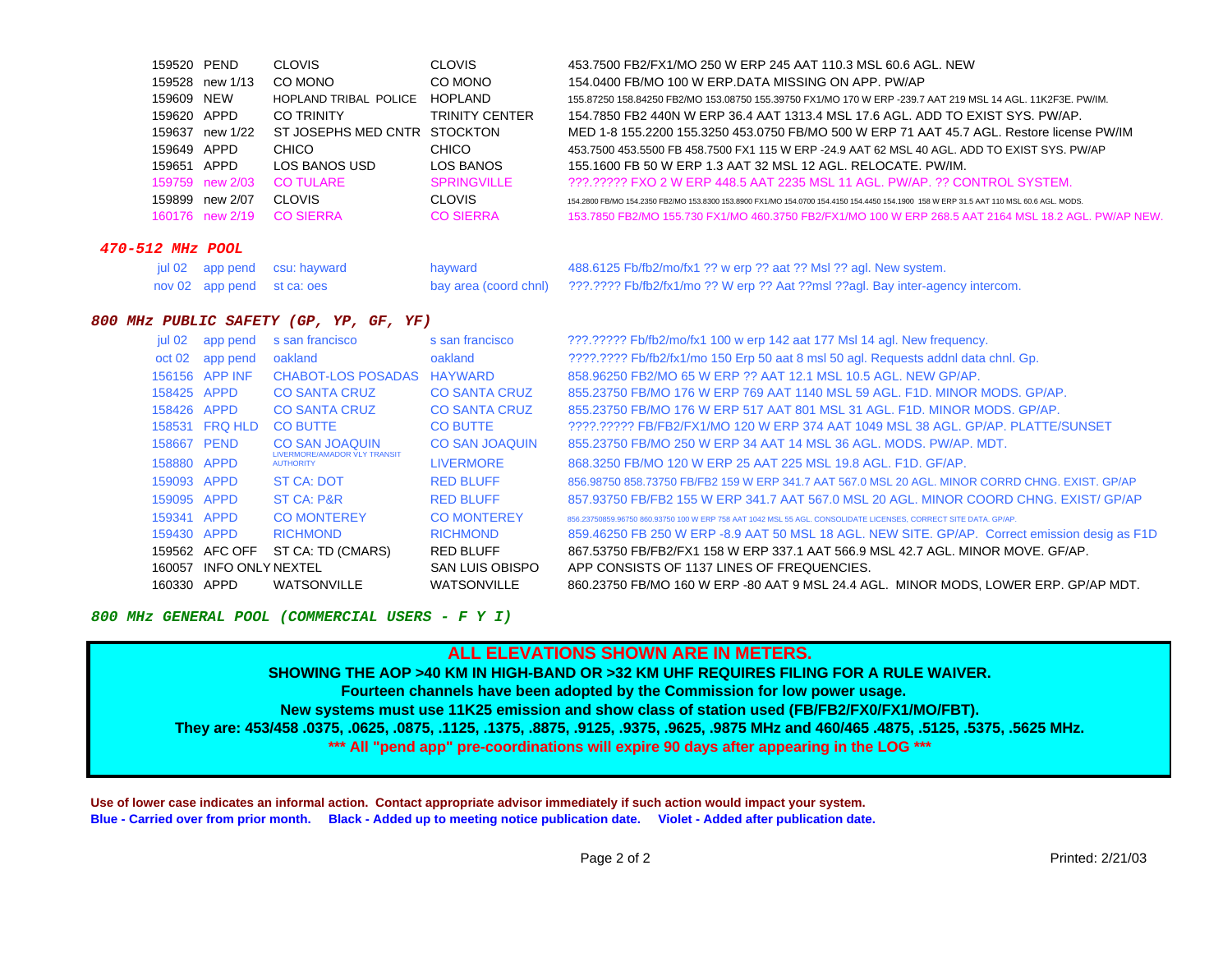| | | | | |
|---|---|---|---|---|
| 159520 | PEND | CLOVIS | CLOVIS | 453.7500 FB2/FX1/MO 250 W ERP 245 AAT 110.3 MSL 60.6 AGL. NEW |
| 159528 | new 1/13 | CO MONO | CO MONO | 154.0400 FB/MO 100 W ERP.DATA MISSING ON APP. PW/AP |
| 159609 | NEW | HOPLAND TRIBAL POLICE | HOPLAND | 155.87250 158.84250 FB2/MO 153.08750 155.39750 FX1/MO 170 W ERP -239.7 AAT 219 MSL 14 AGL. 11K2F3E. PW/IM. |
| 159620 | APPD | CO TRINITY | TRINITY CENTER | 154.7850 FB2 440N W ERP 36.4 AAT 1313.4 MSL 17.6 AGL. ADD TO EXIST SYS. PW/AP. |
| 159637 | new 1/22 | ST JOSEPHS MED CNTR | STOCKTON | MED 1-8 155.2200 155.3250 453.0750 FB/MO 500 W ERP 71 AAT 45.7 AGL. Restore license PW/IM |
| 159649 | APPD | CHICO | CHICO | 453.7500 453.5500 FB 458.7500 FX1 115 W ERP -24.9 AAT 62 MSL 40 AGL. ADD TO EXIST SYS. PW/AP |
| 159651 | APPD | LOS BANOS USD | LOS BANOS | 155.1600 FB 50 W ERP 1.3 AAT 32 MSL 12 AGL. RELOCATE. PW/IM. |
| 159759 | new 2/03 | CO TULARE | SPRINGVILLE | ???.????? FXO 2 W ERP 448.5 AAT 2235 MSL 11 AGL. PW/AP. ?? CONTROL SYSTEM. |
| 159899 | new 2/07 | CLOVIS | CLOVIS | 154.2800 FB/MO 154.2350 FB2/MO 153.8300 153.8900 FX1/MO 154.0700 154.4150 154.4450 154.1900 158 W ERP 31.5 AAT 110 MSL 60.6 AGL. MODS. |
| 160176 | new 2/19 | CO SIERRA | CO SIERRA | 153.7850 FB2/MO 155.730 FX1/MO 460.3750 FB2/FX1/MO 100 W ERP 268.5 AAT 2164 MSL 18.2 AGL. PW/AP NEW. |

### *470-512 MHz POOL*

| | | | | |
|---|---|---|---|---|
| jul 02 | app pend | csu: hayward | hayward | 488.6125 Fb/fb2/mo/fx1 ?? w erp ?? aat ?? Msl ?? agl. New system. |
| nov 02 | app pend | st ca: oes | bay area (coord chnl) | ???.???? Fb/fb2/fx1/mo ?? W erp ?? Aat ??msl ??agl. Bay inter-agency intercom. |

### *800 MHz PUBLIC SAFETY (GP, YP, GF, YF)*

| | | | | |
|---|---|---|---|---|
| jul 02 | app pend | s san francisco | s san francisco | ???.????? Fb/fb2/mo/fx1 100 w erp 142 aat 177 Msl 14 agl. New frequency. |
| oct 02 | app pend | oakland | oakland | ????.???? Fb/fb2/fx1/mo 150 Erp 50 aat 8 msl 50 agl. Requests addnl data chnl. Gp. |
| 156156 | APP INF | CHABOT-LOS POSADAS | HAYWARD | 858.96250 FB2/MO 65 W ERP ?? AAT 12.1 MSL 10.5 AGL. NEW GP/AP. |
| 158425 | APPD | CO SANTA CRUZ | CO SANTA CRUZ | 855.23750 FB/MO 176 W ERP 769 AAT 1140 MSL 59 AGL. F1D. MINOR MODS. GP/AP. |
| 158426 | APPD | CO SANTA CRUZ | CO SANTA CRUZ | 855.23750 FB/MO 176 W ERP 517 AAT 801 MSL 31 AGL. F1D. MINOR MODS. GP/AP. |
| 158531 | FRQ HLD | CO BUTTE | CO BUTTE | ????.????? FB/FB2/FX1/MO 120 W ERP 374 AAT 1049 MSL 38 AGL. GP/AP. PLATTE/SUNSET |
| 158667 | PEND | CO SAN JOAQUIN | CO SAN JOAQUIN | 855.23750 FB/MO 250 W ERP 34 AAT 14 MSL 36 AGL. MODS. PW/AP. MDT. |
| 158880 | APPD | LIVERMORE/AMADOR VLY TRANSIT AUTHORITY | LIVERMORE | 868.3250 FB/MO 120 W ERP 25 AAT 225 MSL 19.8 AGL. F1D. GF/AP. |
| 159093 | APPD | ST CA: DOT | RED BLUFF | 856.98750 858.73750 FB/FB2 159 W ERP 341.7 AAT 567.0 MSL 20 AGL. MINOR CORRD CHNG. EXIST. GP/AP |
| 159095 | APPD | ST CA: P&R | RED BLUFF | 857.93750 FB/FB2 155 W ERP 341.7 AAT 567.0 MSL 20 AGL. MINOR COORD CHNG. EXIST/ GP/AP |
| 159341 | APPD | CO MONTEREY | CO MONTEREY | 856.23750859.96750 860.93750 100 W ERP 758 AAT 1042 MSL 55 AGL. CONSOLIDATE LICENSES, CORRECT SITE DATA. GP/AP. |
| 159430 | APPD | RICHMOND | RICHMOND | 859.46250 FB 250 W ERP -8.9 AAT 50 MSL 18 AGL. NEW SITE. GP/AP. Correct emission desig as F1D |
| 159562 | AFC OFF | ST CA: TD (CMARS) | RED BLUFF | 867.53750 FB/FB2/FX1 158 W ERP 337.1 AAT 566.9 MSL 42.7 AGL. MINOR MOVE. GF/AP. |
| 160057 | INFO ONLY | NEXTEL | SAN LUIS OBISPO | APP CONSISTS OF 1137 LINES OF FREQUENCIES. |
| 160330 | APPD | WATSONVILLE | WATSONVILLE | 860.23750 FB/MO 160 W ERP -80 AAT 9 MSL 24.4 AGL. MINOR MODS, LOWER ERP. GP/AP MDT. |

### *800 MHz GENERAL POOL (COMMERCIAL USERS - F Y I)*

**ALL ELEVATIONS SHOWN ARE IN METERS.**

**SHOWING THE AOP >40 KM IN HIGH-BAND OR >32 KM UHF REQUIRES FILING FOR A RULE WAIVER.**

**Fourteen channels have been adopted by the Commission for low power usage.**

**New systems must use 11K25 emission and show class of station used (FB/FB2/FX0/FX1/MO/FBT).**

**They are: 453/458 .0375, .0625, .0875, .1125, .1375, .8875, .9125, .9375, .9625, .9875 MHz and 460/465 .4875, .5125, .5375, .5625 MHz.**

**\*\*\* All "pend app" pre-coordinations will expire 90 days after appearing in the LOG \*\*\***

**Use of lower case indicates an informal action. Contact appropriate advisor immediately if such action would impact your system.**

**Blue - Carried over from prior month. Black - Added up to meeting notice publication date. Violet - Added after publication date.**

Printed: 2/21/03